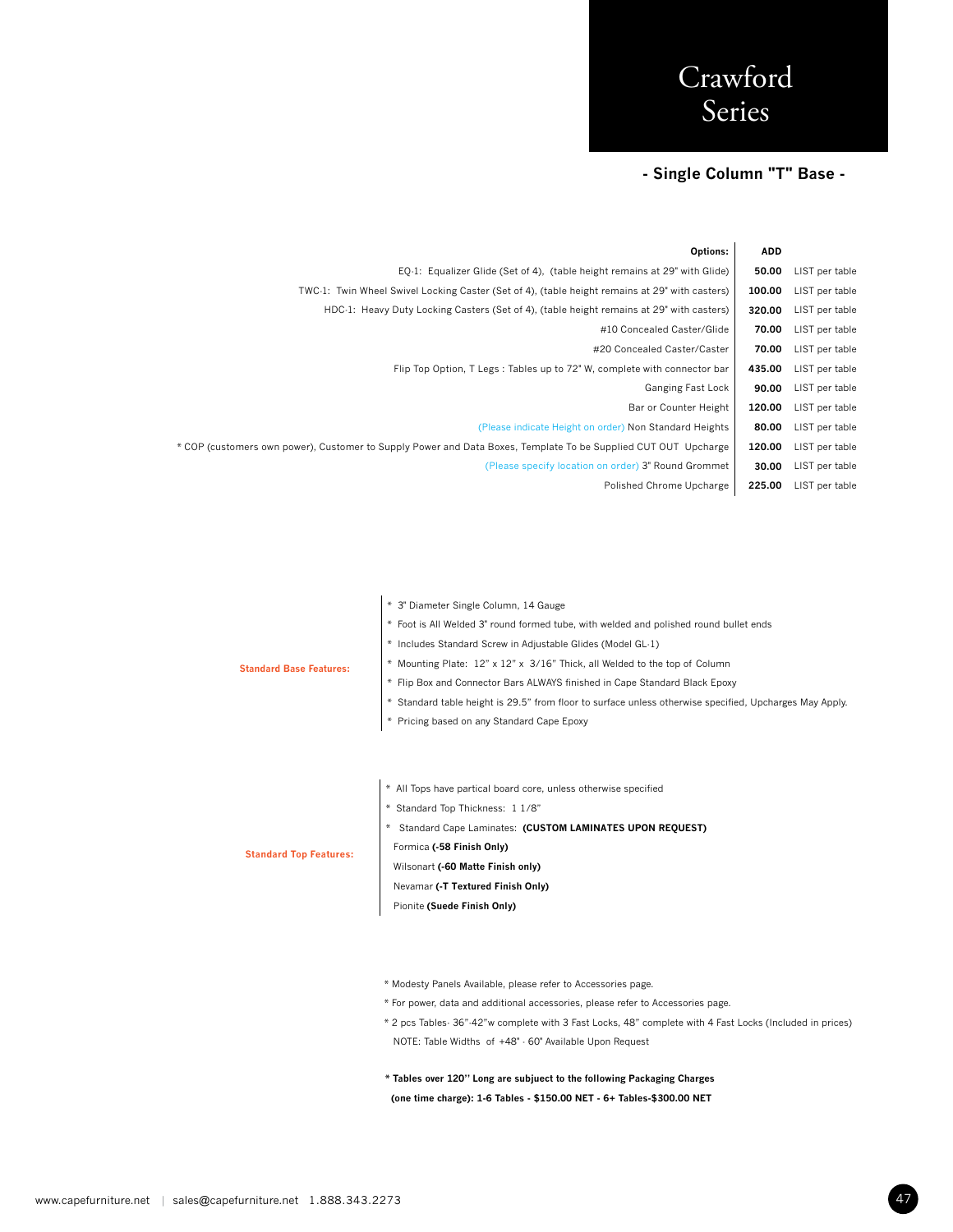# Crawford Series

## - Single Column "T" Base -

| Options: | ADD | |
|---|---|---|
| EQ-1: Equalizer Glide (Set of 4), (table height remains at 29" with Glide) | **50.00** | LIST per table |
| TWC-1: Twin Wheel Swivel Locking Caster (Set of 4), (table height remains at 29" with casters) | **100.00** | LIST per table |
| HDC-1: Heavy Duty Locking Casters (Set of 4), (table height remains at 29" with casters) | **320.00** | LIST per table |
| #10 Concealed Caster/Glide | **70.00** | LIST per table |
| #20 Concealed Caster/Caster | **70.00** | LIST per table |
| Flip Top Option, T Legs : Tables up to 72" W, complete with connector bar | **435.00** | LIST per table |
| Ganging Fast Lock | **90.00** | LIST per table |
| Bar or Counter Height | **120.00** | LIST per table |
| (Please indicate Height on order) Non Standard Heights | **80.00** | LIST per table |
| * COP (customers own power), Customer to Supply Power and Data Boxes, Template To be Supplied CUT OUT Upcharge | **120.00** | LIST per table |
| (Please specify location on order) 3" Round Grommet | **30.00** | LIST per table |
| Polished Chrome Upcharge | **225.00** | LIST per table |

**Standard Base Features:**

* 3" Diameter Single Column, 14 Gauge
* Foot is All Welded 3" round formed tube, with welded and polished round bullet ends
* Includes Standard Screw in Adjustable Glides (Model GL-1)
* Mounting Plate: 12" x 12" x 3/16" Thick, all Welded to the top of Column
* Flip Box and Connector Bars ALWAYS finished in Cape Standard Black Epoxy
* Standard table height is 29.5" from floor to surface unless otherwise specified, Upcharges May Apply.
* Pricing based on any Standard Cape Epoxy

**Standard Top Features:**

* All Tops have partical board core, unless otherwise specified
* Standard Top Thickness: 1 1/8"
* Standard Cape Laminates: **(CUSTOM LAMINATES UPON REQUEST)**

  Formica **(-58 Finish Only)**

  Wilsonart **(-60 Matte Finish only)**

  Nevamar **(-T Textured Finish Only)**

  Pionite **(Suede Finish Only)**

* Modesty Panels Available, please refer to Accessories page.
* For power, data and additional accessories, please refer to Accessories page.
* 2 pcs Tables- 36"-42"w complete with 3 Fast Locks, 48" complete with 4 Fast Locks (Included in prices)

  NOTE: Table Widths of +48" - 60" Available Upon Request

**\* Tables over 120" Long are subject to the following Packaging Charges (one time charge): 1-6 Tables - $150.00 NET - 6+ Tables-$300.00 NET**

www.capefurniture.net | sales@capefurniture.net 1.888.343.2273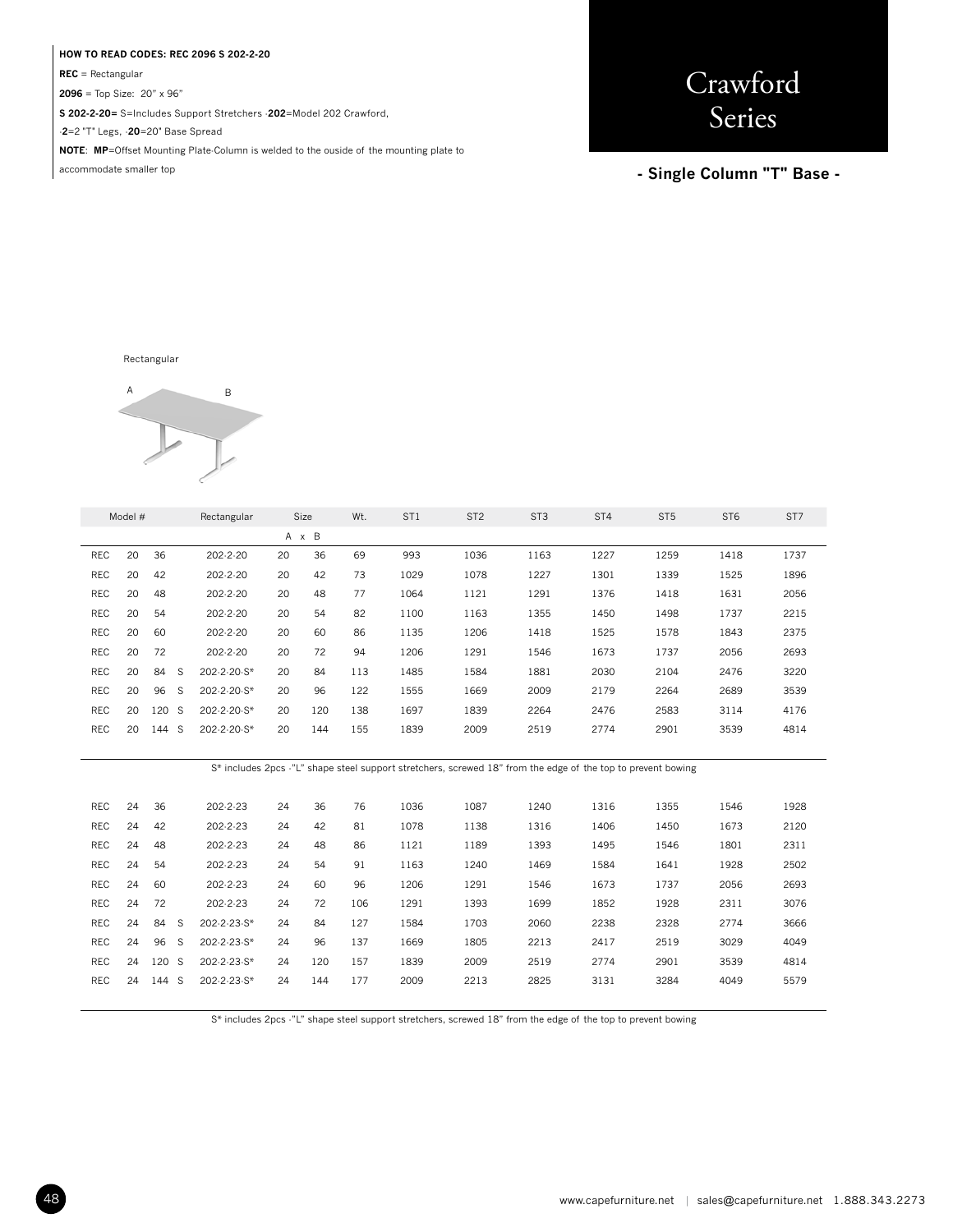**HOW TO READ CODES: REC 2096 S 202-2-20**

**REC** = Rectangular

**2096** = Top Size: 20" x 96"

**S 202-2-20=** S=Includes Support Stretchers -**202**=Model 202 Crawford,

-**2**=2 "T" Legs, -**20**=20" Base Spread

**NOTE**: **MP**=Offset Mounting Plate-Column is welded to the ouside of the mounting plate to accommodate smaller top

# Crawford Series

**- Single Column "T" Base -**

Rectangular

A B

| Model # | | | | Rectangular | Size | | Wt. | ST1 | ST2 | ST3 | ST4 | ST5 | ST6 | ST7 |
|---|---|---|---|---|---|---|---|---|---|---|---|---|---|---|
| | | | | | A | B | | | | | | | | |
| REC | 20 | 36 | | 202-2-20 | 20 | 36 | 69 | 993 | 1036 | 1163 | 1227 | 1259 | 1418 | 1737 |
| REC | 20 | 42 | | 202-2-20 | 20 | 42 | 73 | 1029 | 1078 | 1227 | 1301 | 1339 | 1525 | 1896 |
| REC | 20 | 48 | | 202-2-20 | 20 | 48 | 77 | 1064 | 1121 | 1291 | 1376 | 1418 | 1631 | 2056 |
| REC | 20 | 54 | | 202-2-20 | 20 | 54 | 82 | 1100 | 1163 | 1355 | 1450 | 1498 | 1737 | 2215 |
| REC | 20 | 60 | | 202-2-20 | 20 | 60 | 86 | 1135 | 1206 | 1418 | 1525 | 1578 | 1843 | 2375 |
| REC | 20 | 72 | | 202-2-20 | 20 | 72 | 94 | 1206 | 1291 | 1546 | 1673 | 1737 | 2056 | 2693 |
| REC | 20 | 84 | S | 202-2-20-S* | 20 | 84 | 113 | 1485 | 1584 | 1881 | 2030 | 2104 | 2476 | 3220 |
| REC | 20 | 96 | S | 202-2-20-S* | 20 | 96 | 122 | 1555 | 1669 | 2009 | 2179 | 2264 | 2689 | 3539 |
| REC | 20 | 120 | S | 202-2-20-S* | 20 | 120 | 138 | 1697 | 1839 | 2264 | 2476 | 2583 | 3114 | 4176 |
| REC | 20 | 144 | S | 202-2-20-S* | 20 | 144 | 155 | 1839 | 2009 | 2519 | 2774 | 2901 | 3539 | 4814 |

S* includes 2pcs -"L" shape steel support stretchers, screwed 18" from the edge of the top to prevent bowing

| Model # | | | | Rectangular | Size | | Wt. | ST1 | ST2 | ST3 | ST4 | ST5 | ST6 | ST7 |
|---|---|---|---|---|---|---|---|---|---|---|---|---|---|---|
| REC | 24 | 36 | | 202-2-23 | 24 | 36 | 76 | 1036 | 1087 | 1240 | 1316 | 1355 | 1546 | 1928 |
| REC | 24 | 42 | | 202-2-23 | 24 | 42 | 81 | 1078 | 1138 | 1316 | 1406 | 1450 | 1673 | 2120 |
| REC | 24 | 48 | | 202-2-23 | 24 | 48 | 86 | 1121 | 1189 | 1393 | 1495 | 1546 | 1801 | 2311 |
| REC | 24 | 54 | | 202-2-23 | 24 | 54 | 91 | 1163 | 1240 | 1469 | 1584 | 1641 | 1928 | 2502 |
| REC | 24 | 60 | | 202-2-23 | 24 | 60 | 96 | 1206 | 1291 | 1546 | 1673 | 1737 | 2056 | 2693 |
| REC | 24 | 72 | | 202-2-23 | 24 | 72 | 106 | 1291 | 1393 | 1699 | 1852 | 1928 | 2311 | 3076 |
| REC | 24 | 84 | S | 202-2-23-S* | 24 | 84 | 127 | 1584 | 1703 | 2060 | 2238 | 2328 | 2774 | 3666 |
| REC | 24 | 96 | S | 202-2-23-S* | 24 | 96 | 137 | 1669 | 1805 | 2213 | 2417 | 2519 | 3029 | 4049 |
| REC | 24 | 120 | S | 202-2-23-S* | 24 | 120 | 157 | 1839 | 2009 | 2519 | 2774 | 2901 | 3539 | 4814 |
| REC | 24 | 144 | S | 202-2-23-S* | 24 | 144 | 177 | 2009 | 2213 | 2825 | 3131 | 3284 | 4049 | 5579 |

S* includes 2pcs -"L" shape steel support stretchers, screwed 18" from the edge of the top to prevent bowing

www.capefurniture.net | sales@capefurniture.net 1.888.343.2273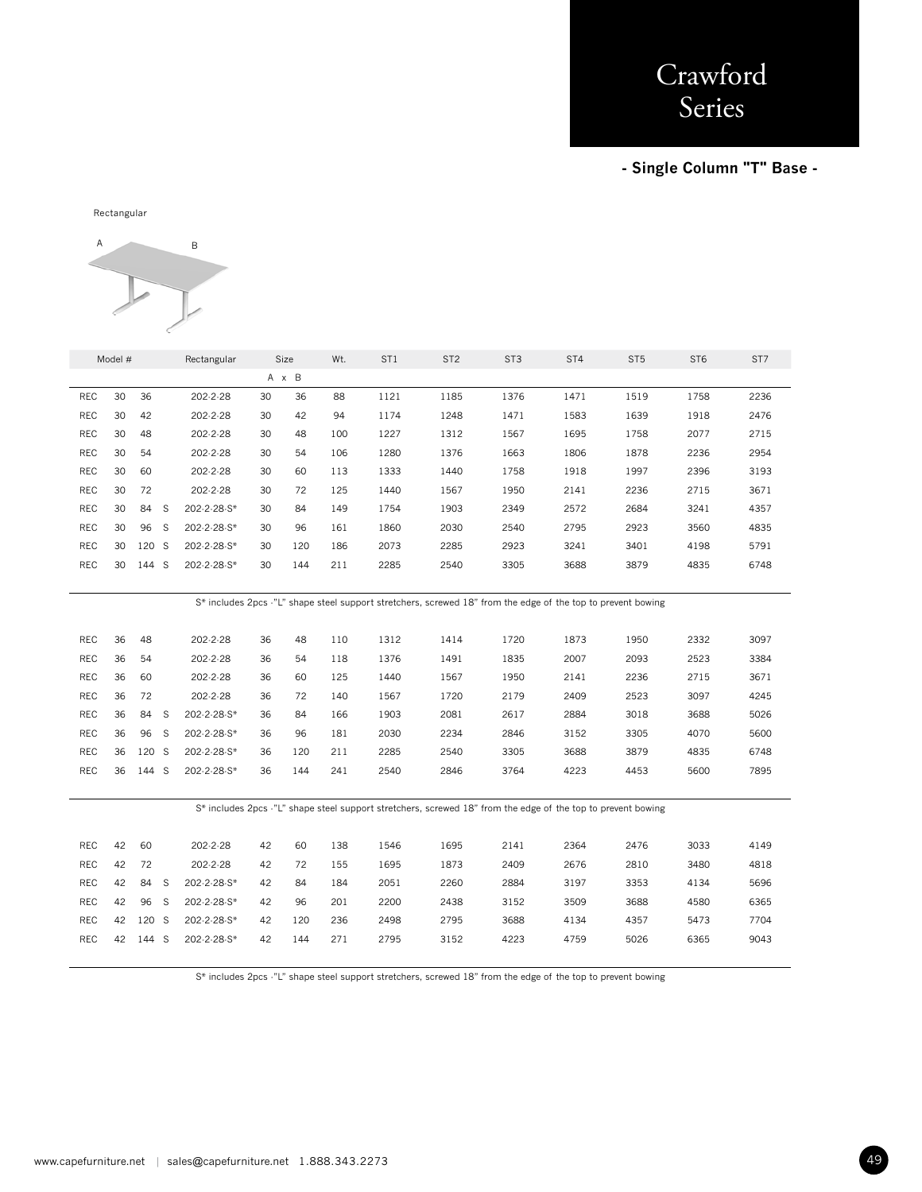# Crawford Series

**- Single Column "T" Base -**

Rectangular

A B

| Model # | | | | Rectangular | Size | | Wt. | ST1 | ST2 | ST3 | ST4 | ST5 | ST6 | ST7 |
|---|---|---|---|---|---|---|---|---|---|---|---|---|---|---|
| | | | | | A x | B | | | | | | | | |
| REC | 30 | 36 | | 202-2-28 | 30 | 36 | 88 | 1121 | 1185 | 1376 | 1471 | 1519 | 1758 | 2236 |
| REC | 30 | 42 | | 202-2-28 | 30 | 42 | 94 | 1174 | 1248 | 1471 | 1583 | 1639 | 1918 | 2476 |
| REC | 30 | 48 | | 202-2-28 | 30 | 48 | 100 | 1227 | 1312 | 1567 | 1695 | 1758 | 2077 | 2715 |
| REC | 30 | 54 | | 202-2-28 | 30 | 54 | 106 | 1280 | 1376 | 1663 | 1806 | 1878 | 2236 | 2954 |
| REC | 30 | 60 | | 202-2-28 | 30 | 60 | 113 | 1333 | 1440 | 1758 | 1918 | 1997 | 2396 | 3193 |
| REC | 30 | 72 | | 202-2-28 | 30 | 72 | 125 | 1440 | 1567 | 1950 | 2141 | 2236 | 2715 | 3671 |
| REC | 30 | 84 | S | 202-2-28-S* | 30 | 84 | 149 | 1754 | 1903 | 2349 | 2572 | 2684 | 3241 | 4357 |
| REC | 30 | 96 | S | 202-2-28-S* | 30 | 96 | 161 | 1860 | 2030 | 2540 | 2795 | 2923 | 3560 | 4835 |
| REC | 30 | 120 | S | 202-2-28-S* | 30 | 120 | 186 | 2073 | 2285 | 2923 | 3241 | 3401 | 4198 | 5791 |
| REC | 30 | 144 | S | 202-2-28-S* | 30 | 144 | 211 | 2285 | 2540 | 3305 | 3688 | 3879 | 4835 | 6748 |

S* includes 2pcs -"L" shape steel support stretchers, screwed 18" from the edge of the top to prevent bowing

| Model # | | | | Rectangular | Size | | Wt. | ST1 | ST2 | ST3 | ST4 | ST5 | ST6 | ST7 |
|---|---|---|---|---|---|---|---|---|---|---|---|---|---|---|
| REC | 36 | 48 | | 202-2-28 | 36 | 48 | 110 | 1312 | 1414 | 1720 | 1873 | 1950 | 2332 | 3097 |
| REC | 36 | 54 | | 202-2-28 | 36 | 54 | 118 | 1376 | 1491 | 1835 | 2007 | 2093 | 2523 | 3384 |
| REC | 36 | 60 | | 202-2-28 | 36 | 60 | 125 | 1440 | 1567 | 1950 | 2141 | 2236 | 2715 | 3671 |
| REC | 36 | 72 | | 202-2-28 | 36 | 72 | 140 | 1567 | 1720 | 2179 | 2409 | 2523 | 3097 | 4245 |
| REC | 36 | 84 | S | 202-2-28-S* | 36 | 84 | 166 | 1903 | 2081 | 2617 | 2884 | 3018 | 3688 | 5026 |
| REC | 36 | 96 | S | 202-2-28-S* | 36 | 96 | 181 | 2030 | 2234 | 2846 | 3152 | 3305 | 4070 | 5600 |
| REC | 36 | 120 | S | 202-2-28-S* | 36 | 120 | 211 | 2285 | 2540 | 3305 | 3688 | 3879 | 4835 | 6748 |
| REC | 36 | 144 | S | 202-2-28-S* | 36 | 144 | 241 | 2540 | 2846 | 3764 | 4223 | 4453 | 5600 | 7895 |

S* includes 2pcs -"L" shape steel support stretchers, screwed 18" from the edge of the top to prevent bowing

| Model # | | | | Rectangular | Size | | Wt. | ST1 | ST2 | ST3 | ST4 | ST5 | ST6 | ST7 |
|---|---|---|---|---|---|---|---|---|---|---|---|---|---|---|
| REC | 42 | 60 | | 202-2-28 | 42 | 60 | 138 | 1546 | 1695 | 2141 | 2364 | 2476 | 3033 | 4149 |
| REC | 42 | 72 | | 202-2-28 | 42 | 72 | 155 | 1695 | 1873 | 2409 | 2676 | 2810 | 3480 | 4818 |
| REC | 42 | 84 | S | 202-2-28-S* | 42 | 84 | 184 | 2051 | 2260 | 2884 | 3197 | 3353 | 4134 | 5696 |
| REC | 42 | 96 | S | 202-2-28-S* | 42 | 96 | 201 | 2200 | 2438 | 3152 | 3509 | 3688 | 4580 | 6365 |
| REC | 42 | 120 | S | 202-2-28-S* | 42 | 120 | 236 | 2498 | 2795 | 3688 | 4134 | 4357 | 5473 | 7704 |
| REC | 42 | 144 | S | 202-2-28-S* | 42 | 144 | 271 | 2795 | 3152 | 4223 | 4759 | 5026 | 6365 | 9043 |

S* includes 2pcs -"L" shape steel support stretchers, screwed 18" from the edge of the top to prevent bowing

www.capefurniture.net | sales@capefurniture.net 1.888.343.2273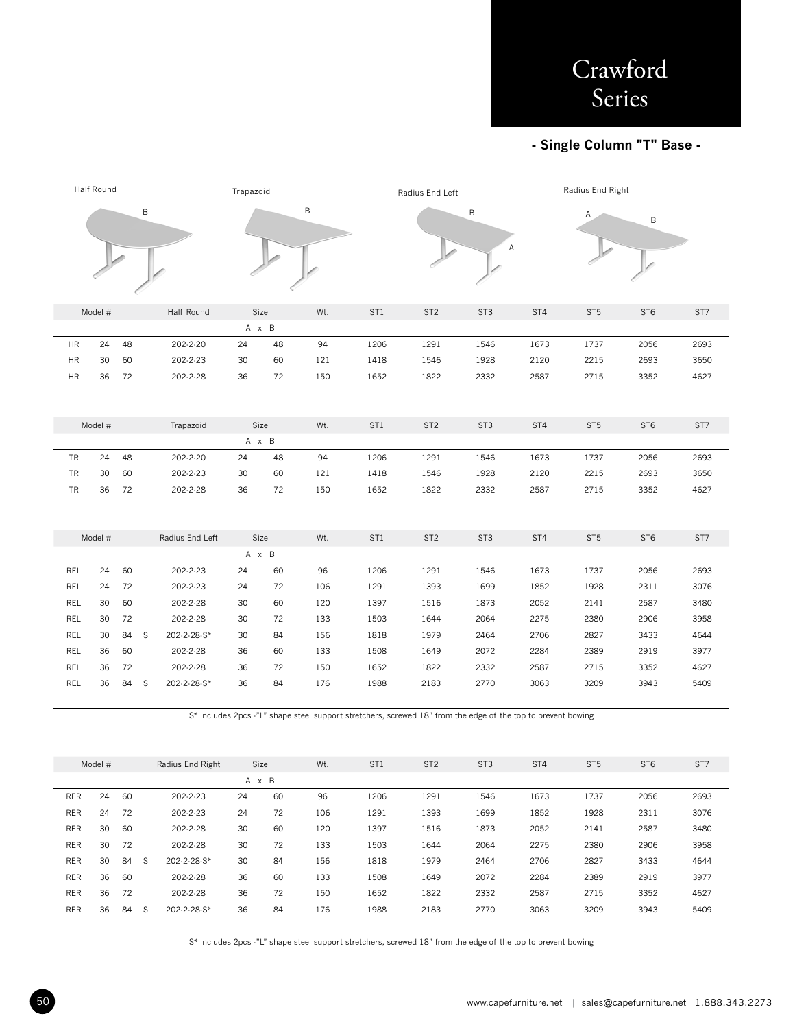# Crawford Series

**- Single Column "T" Base -**

Half Round    Trapazoid    Radius End Left    Radius End Right

| Model # | | | | Half Round | Size A | x B | Wt. | ST1 | ST2 | ST3 | ST4 | ST5 | ST6 | ST7 |
|---|---|---|---|---|---|---|---|---|---|---|---|---|---|---|
| HR | 24 | 48 | | 202-2-20 | 24 | 48 | 94 | 1206 | 1291 | 1546 | 1673 | 1737 | 2056 | 2693 |
| HR | 30 | 60 | | 202-2-23 | 30 | 60 | 121 | 1418 | 1546 | 1928 | 2120 | 2215 | 2693 | 3650 |
| HR | 36 | 72 | | 202-2-28 | 36 | 72 | 150 | 1652 | 1822 | 2332 | 2587 | 2715 | 3352 | 4627 |

| Model # | | | | Trapazoid | Size A | x B | Wt. | ST1 | ST2 | ST3 | ST4 | ST5 | ST6 | ST7 |
|---|---|---|---|---|---|---|---|---|---|---|---|---|---|---|
| TR | 24 | 48 | | 202-2-20 | 24 | 48 | 94 | 1206 | 1291 | 1546 | 1673 | 1737 | 2056 | 2693 |
| TR | 30 | 60 | | 202-2-23 | 30 | 60 | 121 | 1418 | 1546 | 1928 | 2120 | 2215 | 2693 | 3650 |
| TR | 36 | 72 | | 202-2-28 | 36 | 72 | 150 | 1652 | 1822 | 2332 | 2587 | 2715 | 3352 | 4627 |

| Model # | | | | Radius End Left | Size A | x B | Wt. | ST1 | ST2 | ST3 | ST4 | ST5 | ST6 | ST7 |
|---|---|---|---|---|---|---|---|---|---|---|---|---|---|---|
| REL | 24 | 60 | | 202-2-23 | 24 | 60 | 96 | 1206 | 1291 | 1546 | 1673 | 1737 | 2056 | 2693 |
| REL | 24 | 72 | | 202-2-23 | 24 | 72 | 106 | 1291 | 1393 | 1699 | 1852 | 1928 | 2311 | 3076 |
| REL | 30 | 60 | | 202-2-28 | 30 | 60 | 120 | 1397 | 1516 | 1873 | 2052 | 2141 | 2587 | 3480 |
| REL | 30 | 72 | | 202-2-28 | 30 | 72 | 133 | 1503 | 1644 | 2064 | 2275 | 2380 | 2906 | 3958 |
| REL | 30 | 84 | S | 202-2-28-S* | 30 | 84 | 156 | 1818 | 1979 | 2464 | 2706 | 2827 | 3433 | 4644 |
| REL | 36 | 60 | | 202-2-28 | 36 | 60 | 133 | 1508 | 1649 | 2072 | 2284 | 2389 | 2919 | 3977 |
| REL | 36 | 72 | | 202-2-28 | 36 | 72 | 150 | 1652 | 1822 | 2332 | 2587 | 2715 | 3352 | 4627 |
| REL | 36 | 84 | S | 202-2-28-S* | 36 | 84 | 176 | 1988 | 2183 | 2770 | 3063 | 3209 | 3943 | 5409 |

S* includes 2pcs -"L" shape steel support stretchers, screwed 18" from the edge of the top to prevent bowing

| Model # | | | | Radius End Right | Size A | x B | Wt. | ST1 | ST2 | ST3 | ST4 | ST5 | ST6 | ST7 |
|---|---|---|---|---|---|---|---|---|---|---|---|---|---|---|
| RER | 24 | 60 | | 202-2-23 | 24 | 60 | 96 | 1206 | 1291 | 1546 | 1673 | 1737 | 2056 | 2693 |
| RER | 24 | 72 | | 202-2-23 | 24 | 72 | 106 | 1291 | 1393 | 1699 | 1852 | 1928 | 2311 | 3076 |
| RER | 30 | 60 | | 202-2-28 | 30 | 60 | 120 | 1397 | 1516 | 1873 | 2052 | 2141 | 2587 | 3480 |
| RER | 30 | 72 | | 202-2-28 | 30 | 72 | 133 | 1503 | 1644 | 2064 | 2275 | 2380 | 2906 | 3958 |
| RER | 30 | 84 | S | 202-2-28-S* | 30 | 84 | 156 | 1818 | 1979 | 2464 | 2706 | 2827 | 3433 | 4644 |
| RER | 36 | 60 | | 202-2-28 | 36 | 60 | 133 | 1508 | 1649 | 2072 | 2284 | 2389 | 2919 | 3977 |
| RER | 36 | 72 | | 202-2-28 | 36 | 72 | 150 | 1652 | 1822 | 2332 | 2587 | 2715 | 3352 | 4627 |
| RER | 36 | 84 | S | 202-2-28-S* | 36 | 84 | 176 | 1988 | 2183 | 2770 | 3063 | 3209 | 3943 | 5409 |

S* includes 2pcs -"L" shape steel support stretchers, screwed 18" from the edge of the top to prevent bowing

www.capefurniture.net | sales@capefurniture.net 1.888.343.2273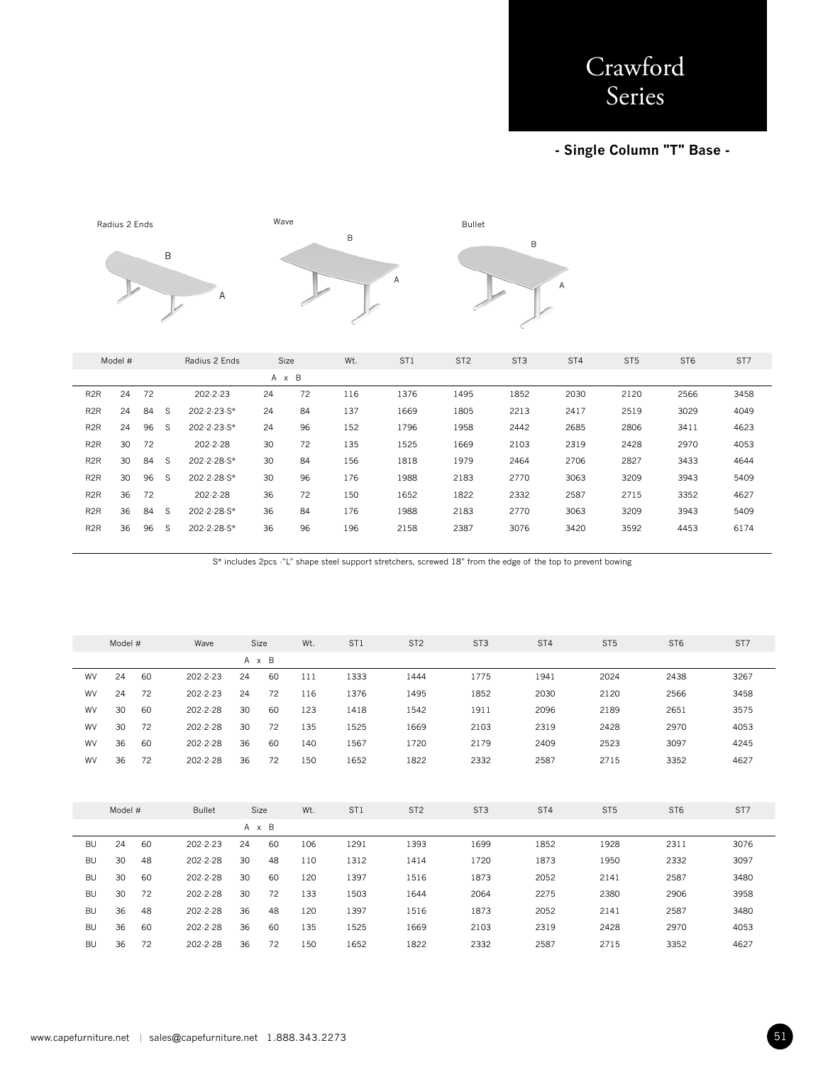# Crawford Series

**- Single Column "T" Base -**

Radius 2 Ends

Wave

Bullet

| Model # | | | | Radius 2 Ends | Size | | Wt. | ST1 | ST2 | ST3 | ST4 | ST5 | ST6 | ST7 |
|---|---|---|---|---|---|---|---|---|---|---|---|---|---|---|
| | | | | | A x | B | | | | | | | | |
| R2R | 24 | 72 | | 202-2-23 | 24 | 72 | 116 | 1376 | 1495 | 1852 | 2030 | 2120 | 2566 | 3458 |
| R2R | 24 | 84 | S | 202-2-23-S* | 24 | 84 | 137 | 1669 | 1805 | 2213 | 2417 | 2519 | 3029 | 4049 |
| R2R | 24 | 96 | S | 202-2-23-S* | 24 | 96 | 152 | 1796 | 1958 | 2442 | 2685 | 2806 | 3411 | 4623 |
| R2R | 30 | 72 | | 202-2-28 | 30 | 72 | 135 | 1525 | 1669 | 2103 | 2319 | 2428 | 2970 | 4053 |
| R2R | 30 | 84 | S | 202-2-28-S* | 30 | 84 | 156 | 1818 | 1979 | 2464 | 2706 | 2827 | 3433 | 4644 |
| R2R | 30 | 96 | S | 202-2-28-S* | 30 | 96 | 176 | 1988 | 2183 | 2770 | 3063 | 3209 | 3943 | 5409 |
| R2R | 36 | 72 | | 202-2-28 | 36 | 72 | 150 | 1652 | 1822 | 2332 | 2587 | 2715 | 3352 | 4627 |
| R2R | 36 | 84 | S | 202-2-28-S* | 36 | 84 | 176 | 1988 | 2183 | 2770 | 3063 | 3209 | 3943 | 5409 |
| R2R | 36 | 96 | S | 202-2-28-S* | 36 | 96 | 196 | 2158 | 2387 | 3076 | 3420 | 3592 | 4453 | 6174 |

S* includes 2pcs -"L" shape steel support stretchers, screwed 18" from the edge of the top to prevent bowing

| Model # | | | Wave | Size | | Wt. | ST1 | ST2 | ST3 | ST4 | ST5 | ST6 | ST7 |
|---|---|---|---|---|---|---|---|---|---|---|---|---|---|
| | | | | A x | B | | | | | | | | |
| WV | 24 | 60 | 202-2-23 | 24 | 60 | 111 | 1333 | 1444 | 1775 | 1941 | 2024 | 2438 | 3267 |
| WV | 24 | 72 | 202-2-23 | 24 | 72 | 116 | 1376 | 1495 | 1852 | 2030 | 2120 | 2566 | 3458 |
| WV | 30 | 60 | 202-2-28 | 30 | 60 | 123 | 1418 | 1542 | 1911 | 2096 | 2189 | 2651 | 3575 |
| WV | 30 | 72 | 202-2-28 | 30 | 72 | 135 | 1525 | 1669 | 2103 | 2319 | 2428 | 2970 | 4053 |
| WV | 36 | 60 | 202-2-28 | 36 | 60 | 140 | 1567 | 1720 | 2179 | 2409 | 2523 | 3097 | 4245 |
| WV | 36 | 72 | 202-2-28 | 36 | 72 | 150 | 1652 | 1822 | 2332 | 2587 | 2715 | 3352 | 4627 |

| Model # | | | Bullet | Size | | Wt. | ST1 | ST2 | ST3 | ST4 | ST5 | ST6 | ST7 |
|---|---|---|---|---|---|---|---|---|---|---|---|---|---|
| | | | | A x | B | | | | | | | | |
| BU | 24 | 60 | 202-2-23 | 24 | 60 | 106 | 1291 | 1393 | 1699 | 1852 | 1928 | 2311 | 3076 |
| BU | 30 | 48 | 202-2-28 | 30 | 48 | 110 | 1312 | 1414 | 1720 | 1873 | 1950 | 2332 | 3097 |
| BU | 30 | 60 | 202-2-28 | 30 | 60 | 120 | 1397 | 1516 | 1873 | 2052 | 2141 | 2587 | 3480 |
| BU | 30 | 72 | 202-2-28 | 30 | 72 | 133 | 1503 | 1644 | 2064 | 2275 | 2380 | 2906 | 3958 |
| BU | 36 | 48 | 202-2-28 | 36 | 48 | 120 | 1397 | 1516 | 1873 | 2052 | 2141 | 2587 | 3480 |
| BU | 36 | 60 | 202-2-28 | 36 | 60 | 135 | 1525 | 1669 | 2103 | 2319 | 2428 | 2970 | 4053 |
| BU | 36 | 72 | 202-2-28 | 36 | 72 | 150 | 1652 | 1822 | 2332 | 2587 | 2715 | 3352 | 4627 |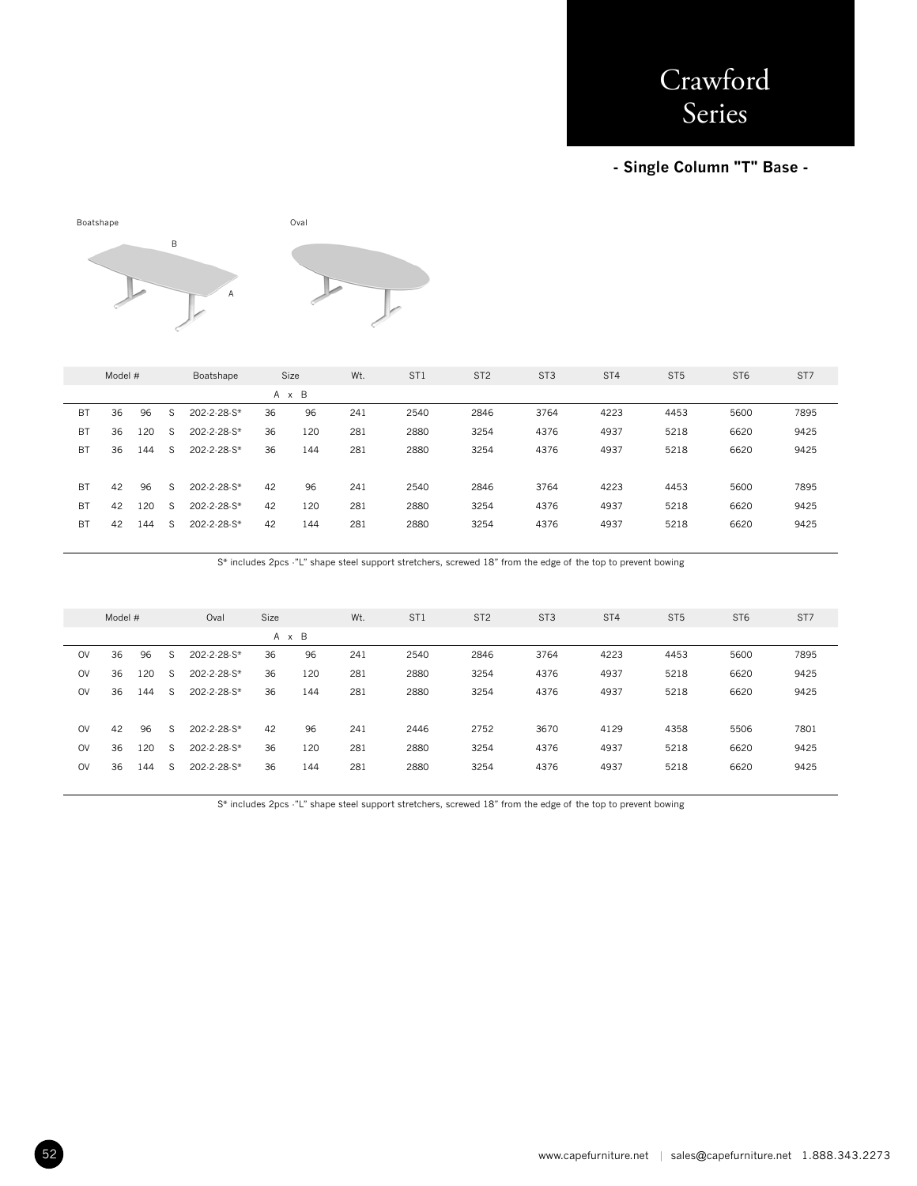# Crawford Series

**- Single Column "T" Base -**

Boatshape

Oval

| Model # | | | | Boatshape | Size | | Wt. | ST1 | ST2 | ST3 | ST4 | ST5 | ST6 | ST7 |
|---|---|---|---|---|---|---|---|---|---|---|---|---|---|---|
| | | | | | A x B | | | | | | | | | |
| BT | 36 | 96 | S | 202-2-28-S* | 36 | 96 | 241 | 2540 | 2846 | 3764 | 4223 | 4453 | 5600 | 7895 |
| BT | 36 | 120 | S | 202-2-28-S* | 36 | 120 | 281 | 2880 | 3254 | 4376 | 4937 | 5218 | 6620 | 9425 |
| BT | 36 | 144 | S | 202-2-28-S* | 36 | 144 | 281 | 2880 | 3254 | 4376 | 4937 | 5218 | 6620 | 9425 |
| BT | 42 | 96 | S | 202-2-28-S* | 42 | 96 | 241 | 2540 | 2846 | 3764 | 4223 | 4453 | 5600 | 7895 |
| BT | 42 | 120 | S | 202-2-28-S* | 42 | 120 | 281 | 2880 | 3254 | 4376 | 4937 | 5218 | 6620 | 9425 |
| BT | 42 | 144 | S | 202-2-28-S* | 42 | 144 | 281 | 2880 | 3254 | 4376 | 4937 | 5218 | 6620 | 9425 |

S* includes 2pcs -"L" shape steel support stretchers, screwed 18" from the edge of the top to prevent bowing

| Model # | | | | Oval | Size | | Wt. | ST1 | ST2 | ST3 | ST4 | ST5 | ST6 | ST7 |
|---|---|---|---|---|---|---|---|---|---|---|---|---|---|---|
| | | | | | A x B | | | | | | | | | |
| OV | 36 | 96 | S | 202-2-28-S* | 36 | 96 | 241 | 2540 | 2846 | 3764 | 4223 | 4453 | 5600 | 7895 |
| OV | 36 | 120 | S | 202-2-28-S* | 36 | 120 | 281 | 2880 | 3254 | 4376 | 4937 | 5218 | 6620 | 9425 |
| OV | 36 | 144 | S | 202-2-28-S* | 36 | 144 | 281 | 2880 | 3254 | 4376 | 4937 | 5218 | 6620 | 9425 |
| OV | 42 | 96 | S | 202-2-28-S* | 42 | 96 | 241 | 2446 | 2752 | 3670 | 4129 | 4358 | 5506 | 7801 |
| OV | 36 | 120 | S | 202-2-28-S* | 36 | 120 | 281 | 2880 | 3254 | 4376 | 4937 | 5218 | 6620 | 9425 |
| OV | 36 | 144 | S | 202-2-28-S* | 36 | 144 | 281 | 2880 | 3254 | 4376 | 4937 | 5218 | 6620 | 9425 |

S* includes 2pcs -"L" shape steel support stretchers, screwed 18" from the edge of the top to prevent bowing

www.capefurniture.net | sales@capefurniture.net 1.888.343.2273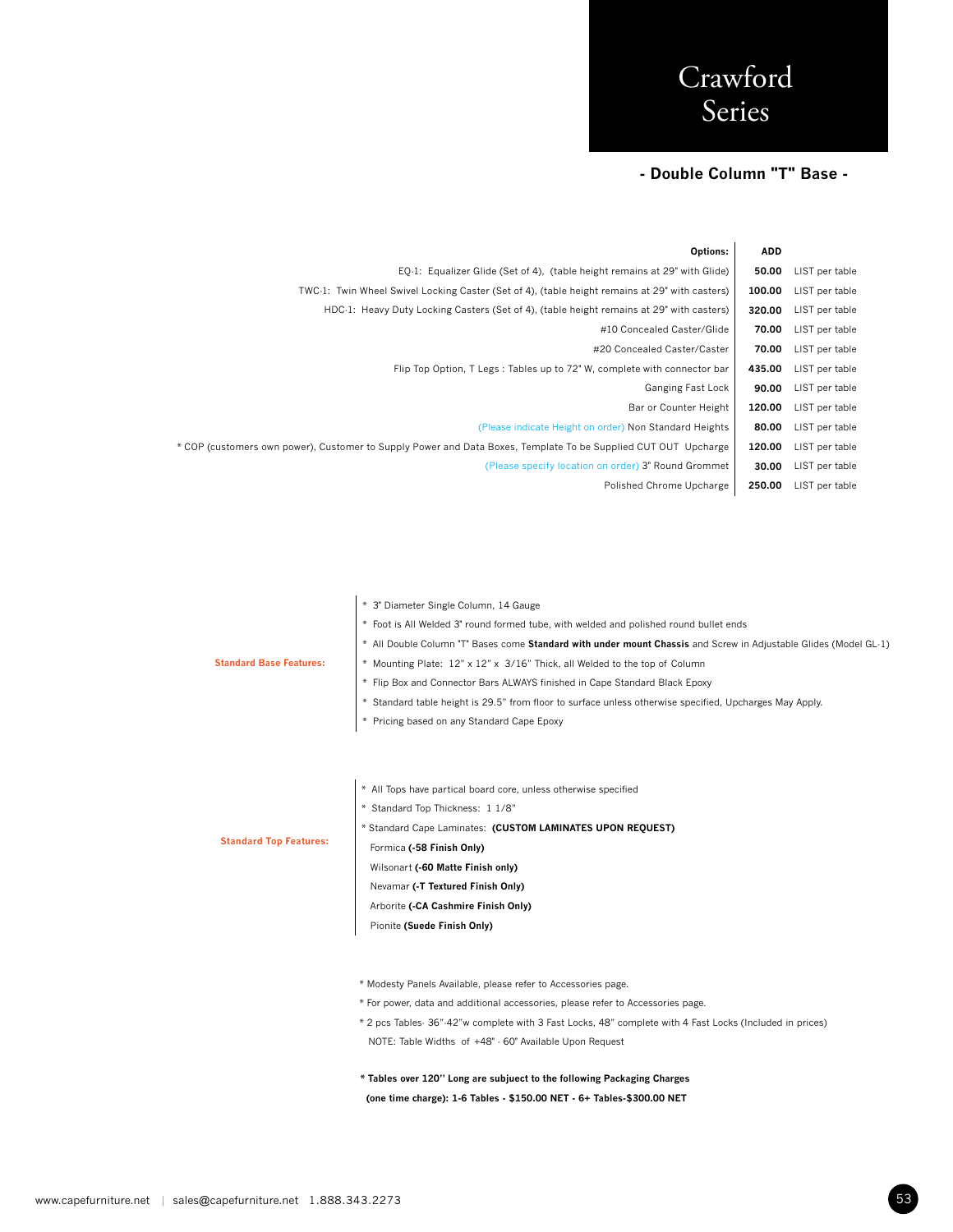# Crawford Series

## - Double Column "T" Base -

| Options: | ADD | |
|---|---|---|
| EQ-1: Equalizer Glide (Set of 4), (table height remains at 29" with Glide) | **50.00** | LIST per table |
| TWC-1: Twin Wheel Swivel Locking Caster (Set of 4), (table height remains at 29" with casters) | **100.00** | LIST per table |
| HDC-1: Heavy Duty Locking Casters (Set of 4), (table height remains at 29" with casters) | **320.00** | LIST per table |
| #10 Concealed Caster/Glide | **70.00** | LIST per table |
| #20 Concealed Caster/Caster | **70.00** | LIST per table |
| Flip Top Option, T Legs : Tables up to 72" W, complete with connector bar | **435.00** | LIST per table |
| Ganging Fast Lock | **90.00** | LIST per table |
| Bar or Counter Height | **120.00** | LIST per table |
| (Please indicate Height on order) Non Standard Heights | **80.00** | LIST per table |
| * COP (customers own power), Customer to Supply Power and Data Boxes, Template To be Supplied CUT OUT Upcharge | **120.00** | LIST per table |
| (Please specify location on order) 3" Round Grommet | **30.00** | LIST per table |
| Polished Chrome Upcharge | **250.00** | LIST per table |

**Standard Base Features:**

* 3" Diameter Single Column, 14 Gauge
* Foot is All Welded 3" round formed tube, with welded and polished round bullet ends
* All Double Column "T" Bases come **Standard with under mount Chassis** and Screw in Adjustable Glides (Model GL-1)
* Mounting Plate: 12" x 12" x 3/16" Thick, all Welded to the top of Column
* Flip Box and Connector Bars ALWAYS finished in Cape Standard Black Epoxy
* Standard table height is 29.5" from floor to surface unless otherwise specified, Upcharges May Apply.
* Pricing based on any Standard Cape Epoxy

**Standard Top Features:**

* All Tops have partical board core, unless otherwise specified
* Standard Top Thickness: 1 1/8"
* Standard Cape Laminates: **(CUSTOM LAMINATES UPON REQUEST)**

  Formica **(-58 Finish Only)**

  Wilsonart **(-60 Matte Finish only)**

  Nevamar **(-T Textured Finish Only)**

  Arborite **(-CA Cashmire Finish Only)**

  Pionite **(Suede Finish Only)**

* Modesty Panels Available, please refer to Accessories page.
* For power, data and additional accessories, please refer to Accessories page.
* 2 pcs Tables- 36"-42"w complete with 3 Fast Locks, 48" complete with 4 Fast Locks (Included in prices)

  NOTE: Table Widths of +48" - 60" Available Upon Request

**\* Tables over 120" Long are subject to the following Packaging Charges (one time charge): 1-6 Tables - $150.00 NET - 6+ Tables-$300.00 NET**

www.capefurniture.net | sales@capefurniture.net 1.888.343.2273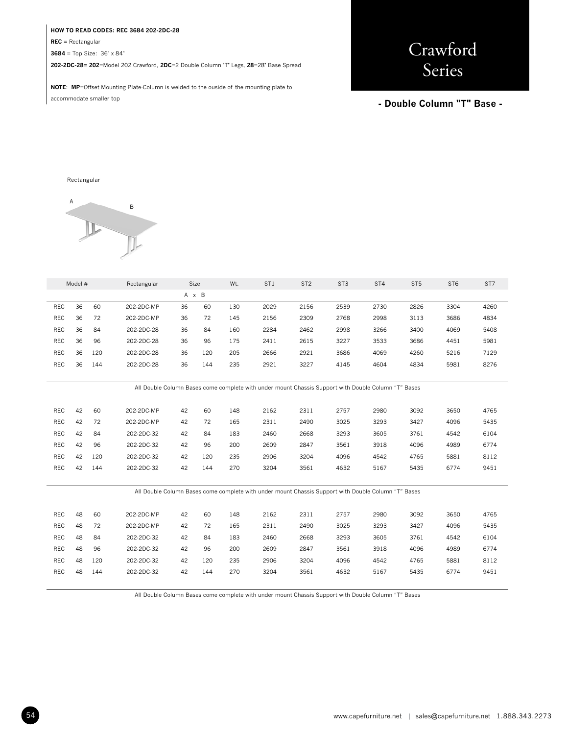**HOW TO READ CODES: REC 3684 202-2DC-28**

**REC** = Rectangular

**3684** = Top Size: 36" x 84"

**202-2DC-28= 202**=Model 202 Crawford, **2DC**=2 Double Column "T" Legs, **28**=28" Base Spread

**NOTE**: **MP**=Offset Mounting Plate-Column is welded to the ouside of the mounting plate to accommodate smaller top

# Crawford Series

## - Double Column "T" Base -

Rectangular

A B

| Model # | | | Rectangular | Size | | Wt. | ST1 | ST2 | ST3 | ST4 | ST5 | ST6 | ST7 |
|---|---|---|---|---|---|---|---|---|---|---|---|---|---|
| | | | | A | x B | | | | | | | | |
| REC | 36 | 60 | 202-2DC-MP | 36 | 60 | 130 | 2029 | 2156 | 2539 | 2730 | 2826 | 3304 | 4260 |
| REC | 36 | 72 | 202-2DC-MP | 36 | 72 | 145 | 2156 | 2309 | 2768 | 2998 | 3113 | 3686 | 4834 |
| REC | 36 | 84 | 202-2DC-28 | 36 | 84 | 160 | 2284 | 2462 | 2998 | 3266 | 3400 | 4069 | 5408 |
| REC | 36 | 96 | 202-2DC-28 | 36 | 96 | 175 | 2411 | 2615 | 3227 | 3533 | 3686 | 4451 | 5981 |
| REC | 36 | 120 | 202-2DC-28 | 36 | 120 | 205 | 2666 | 2921 | 3686 | 4069 | 4260 | 5216 | 7129 |
| REC | 36 | 144 | 202-2DC-28 | 36 | 144 | 235 | 2921 | 3227 | 4145 | 4604 | 4834 | 5981 | 8276 |

All Double Column Bases come complete with under mount Chassis Support with Double Column "T" Bases

| Model # | | | Rectangular | Size | | Wt. | ST1 | ST2 | ST3 | ST4 | ST5 | ST6 | ST7 |
|---|---|---|---|---|---|---|---|---|---|---|---|---|---|
| REC | 42 | 60 | 202-2DC-MP | 42 | 60 | 148 | 2162 | 2311 | 2757 | 2980 | 3092 | 3650 | 4765 |
| REC | 42 | 72 | 202-2DC-MP | 42 | 72 | 165 | 2311 | 2490 | 3025 | 3293 | 3427 | 4096 | 5435 |
| REC | 42 | 84 | 202-2DC-32 | 42 | 84 | 183 | 2460 | 2668 | 3293 | 3605 | 3761 | 4542 | 6104 |
| REC | 42 | 96 | 202-2DC-32 | 42 | 96 | 200 | 2609 | 2847 | 3561 | 3918 | 4096 | 4989 | 6774 |
| REC | 42 | 120 | 202-2DC-32 | 42 | 120 | 235 | 2906 | 3204 | 4096 | 4542 | 4765 | 5881 | 8112 |
| REC | 42 | 144 | 202-2DC-32 | 42 | 144 | 270 | 3204 | 3561 | 4632 | 5167 | 5435 | 6774 | 9451 |

All Double Column Bases come complete with under mount Chassis Support with Double Column "T" Bases

| Model # | | | Rectangular | Size | | Wt. | ST1 | ST2 | ST3 | ST4 | ST5 | ST6 | ST7 |
|---|---|---|---|---|---|---|---|---|---|---|---|---|---|
| REC | 48 | 60 | 202-2DC-MP | 42 | 60 | 148 | 2162 | 2311 | 2757 | 2980 | 3092 | 3650 | 4765 |
| REC | 48 | 72 | 202-2DC-MP | 42 | 72 | 165 | 2311 | 2490 | 3025 | 3293 | 3427 | 4096 | 5435 |
| REC | 48 | 84 | 202-2DC-32 | 42 | 84 | 183 | 2460 | 2668 | 3293 | 3605 | 3761 | 4542 | 6104 |
| REC | 48 | 96 | 202-2DC-32 | 42 | 96 | 200 | 2609 | 2847 | 3561 | 3918 | 4096 | 4989 | 6774 |
| REC | 48 | 120 | 202-2DC-32 | 42 | 120 | 235 | 2906 | 3204 | 4096 | 4542 | 4765 | 5881 | 8112 |
| REC | 48 | 144 | 202-2DC-32 | 42 | 144 | 270 | 3204 | 3561 | 4632 | 5167 | 5435 | 6774 | 9451 |

All Double Column Bases come complete with under mount Chassis Support with Double Column "T" Bases

www.capefurniture.net | sales@capefurniture.net 1.888.343.2273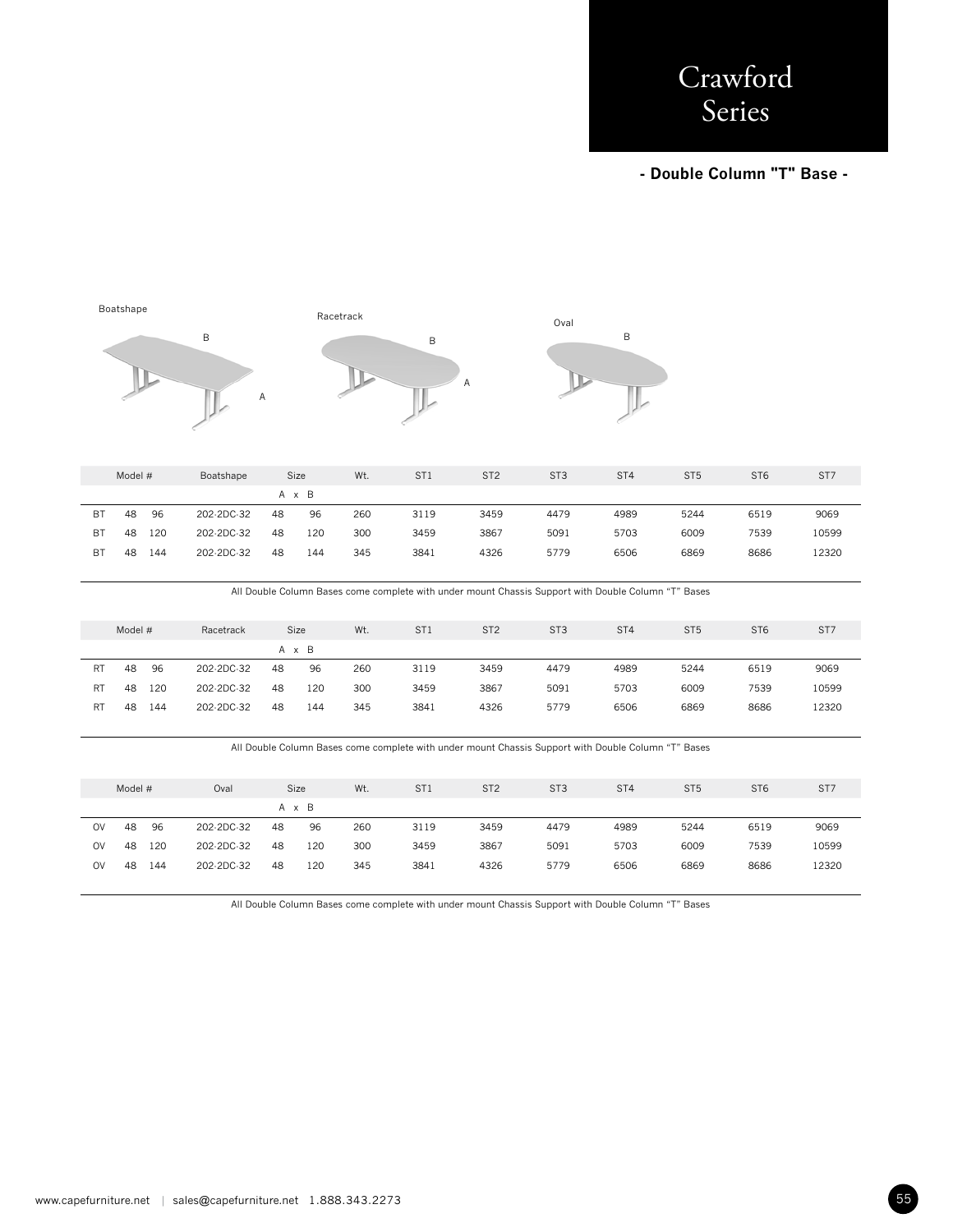# Crawford Series

**- Double Column "T" Base -**

Boatshape

Racetrack

Oval

| Model # | | | Boatshape | Size | | Wt. | ST1 | ST2 | ST3 | ST4 | ST5 | ST6 | ST7 |
|---|---|---|---|---|---|---|---|---|---|---|---|---|---|
| | | | | A | x B | | | | | | | | |
| BT | 48 | 96 | 202-2DC-32 | 48 | 96 | 260 | 3119 | 3459 | 4479 | 4989 | 5244 | 6519 | 9069 |
| BT | 48 | 120 | 202-2DC-32 | 48 | 120 | 300 | 3459 | 3867 | 5091 | 5703 | 6009 | 7539 | 10599 |
| BT | 48 | 144 | 202-2DC-32 | 48 | 144 | 345 | 3841 | 4326 | 5779 | 6506 | 6869 | 8686 | 12320 |

All Double Column Bases come complete with under mount Chassis Support with Double Column "T" Bases

| Model # | | | Racetrack | Size | | Wt. | ST1 | ST2 | ST3 | ST4 | ST5 | ST6 | ST7 |
|---|---|---|---|---|---|---|---|---|---|---|---|---|---|
| | | | | A | x B | | | | | | | | |
| RT | 48 | 96 | 202-2DC-32 | 48 | 96 | 260 | 3119 | 3459 | 4479 | 4989 | 5244 | 6519 | 9069 |
| RT | 48 | 120 | 202-2DC-32 | 48 | 120 | 300 | 3459 | 3867 | 5091 | 5703 | 6009 | 7539 | 10599 |
| RT | 48 | 144 | 202-2DC-32 | 48 | 144 | 345 | 3841 | 4326 | 5779 | 6506 | 6869 | 8686 | 12320 |

All Double Column Bases come complete with under mount Chassis Support with Double Column "T" Bases

| Model # | | | Oval | Size | | Wt. | ST1 | ST2 | ST3 | ST4 | ST5 | ST6 | ST7 |
|---|---|---|---|---|---|---|---|---|---|---|---|---|---|
| | | | | A | x B | | | | | | | | |
| OV | 48 | 96 | 202-2DC-32 | 48 | 96 | 260 | 3119 | 3459 | 4479 | 4989 | 5244 | 6519 | 9069 |
| OV | 48 | 120 | 202-2DC-32 | 48 | 120 | 300 | 3459 | 3867 | 5091 | 5703 | 6009 | 7539 | 10599 |
| OV | 48 | 144 | 202-2DC-32 | 48 | 120 | 345 | 3841 | 4326 | 5779 | 6506 | 6869 | 8686 | 12320 |

All Double Column Bases come complete with under mount Chassis Support with Double Column "T" Bases

www.capefurniture.net | sales@capefurniture.net 1.888.343.2273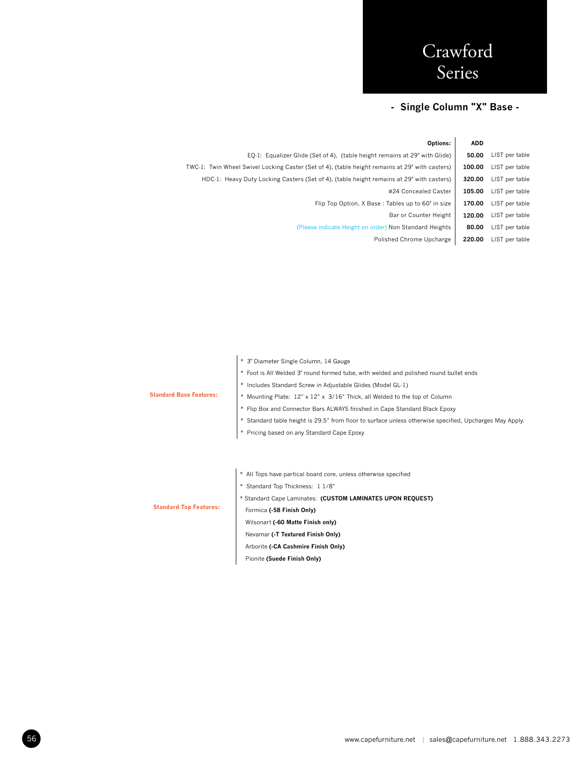# Crawford Series

## - Single Column "X" Base -

| Options: | ADD | |
|---|---|---|
| EQ-1: Equalizer Glide (Set of 4), (table height remains at 29" with Glide) | **50.00** | LIST per table |
| TWC-1: Twin Wheel Swivel Locking Caster (Set of 4), (table height remains at 29" with casters) | **100.00** | LIST per table |
| HDC-1: Heavy Duty Locking Casters (Set of 4), (table height remains at 29" with casters) | **320.00** | LIST per table |
| #24 Concealed Caster | **105.00** | LIST per table |
| Flip Top Option, X Base : Tables up to 60" in size | **170.00** | LIST per table |
| Bar or Counter Height | **120.00** | LIST per table |
| (Please indicate Height on order) Non Standard Heights | **80.00** | LIST per table |
| Polished Chrome Upcharge | **220.00** | LIST per table |

**Standard Base Features:**

* 3" Diameter Single Column, 14 Gauge
* Foot is All Welded 3" round formed tube, with welded and polished round bullet ends
* Includes Standard Screw in Adjustable Glides (Model GL-1)
* Mounting Plate: 12" x 12" x 3/16" Thick, all Welded to the top of Column
* Flip Box and Connector Bars ALWAYS finished in Cape Standard Black Epoxy
* Standard table height is 29.5" from floor to surface unless otherwise specified, Upcharges May Apply.
* Pricing based on any Standard Cape Epoxy

**Standard Top Features:**

* All Tops have partical board core, unless otherwise specified
* Standard Top Thickness: 1 1/8"
* Standard Cape Laminates: **(CUSTOM LAMINATES UPON REQUEST)**
  - Formica **(-58 Finish Only)**
  - Wilsonart **(-60 Matte Finish only)**
  - Nevamar **(-T Textured Finish Only)**
  - Arborite **(-CA Cashmire Finish Only)**
  - Pionite **(Suede Finish Only)**

www.capefurniture.net | sales@capefurniture.net 1.888.343.2273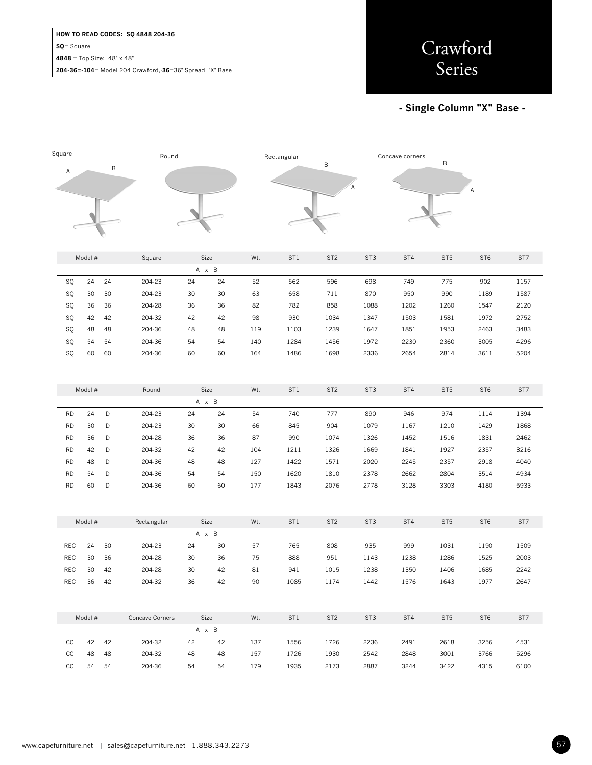**HOW TO READ CODES: SQ 4848 204-36**

**SQ**= Square

**4848** = Top Size: 48" x 48"

**204-36=-104**= Model 204 Crawford, **36**=36" Spread "X" Base

# Crawford Series

## - Single Column "X" Base -

Square — A, B

Round

Rectangular — B, A

Concave corners — B, A

| Model # | | | Square | Size A x B | | Wt. | ST1 | ST2 | ST3 | ST4 | ST5 | ST6 | ST7 |
|---|---|---|---|---|---|---|---|---|---|---|---|---|---|
| SQ | 24 | 24 | 204-23 | 24 | 24 | 52 | 562 | 596 | 698 | 749 | 775 | 902 | 1157 |
| SQ | 30 | 30 | 204-23 | 30 | 30 | 63 | 658 | 711 | 870 | 950 | 990 | 1189 | 1587 |
| SQ | 36 | 36 | 204-28 | 36 | 36 | 82 | 782 | 858 | 1088 | 1202 | 1260 | 1547 | 2120 |
| SQ | 42 | 42 | 204-32 | 42 | 42 | 98 | 930 | 1034 | 1347 | 1503 | 1581 | 1972 | 2752 |
| SQ | 48 | 48 | 204-36 | 48 | 48 | 119 | 1103 | 1239 | 1647 | 1851 | 1953 | 2463 | 3483 |
| SQ | 54 | 54 | 204-36 | 54 | 54 | 140 | 1284 | 1456 | 1972 | 2230 | 2360 | 3005 | 4296 |
| SQ | 60 | 60 | 204-36 | 60 | 60 | 164 | 1486 | 1698 | 2336 | 2654 | 2814 | 3611 | 5204 |

| Model # | | | Round | Size A x B | | Wt. | ST1 | ST2 | ST3 | ST4 | ST5 | ST6 | ST7 |
|---|---|---|---|---|---|---|---|---|---|---|---|---|---|
| RD | 24 | D | 204-23 | 24 | 24 | 54 | 740 | 777 | 890 | 946 | 974 | 1114 | 1394 |
| RD | 30 | D | 204-23 | 30 | 30 | 66 | 845 | 904 | 1079 | 1167 | 1210 | 1429 | 1868 |
| RD | 36 | D | 204-28 | 36 | 36 | 87 | 990 | 1074 | 1326 | 1452 | 1516 | 1831 | 2462 |
| RD | 42 | D | 204-32 | 42 | 42 | 104 | 1211 | 1326 | 1669 | 1841 | 1927 | 2357 | 3216 |
| RD | 48 | D | 204-36 | 48 | 48 | 127 | 1422 | 1571 | 2020 | 2245 | 2357 | 2918 | 4040 |
| RD | 54 | D | 204-36 | 54 | 54 | 150 | 1620 | 1810 | 2378 | 2662 | 2804 | 3514 | 4934 |
| RD | 60 | D | 204-36 | 60 | 60 | 177 | 1843 | 2076 | 2778 | 3128 | 3303 | 4180 | 5933 |

| Model # | | | Rectangular | Size A x B | | Wt. | ST1 | ST2 | ST3 | ST4 | ST5 | ST6 | ST7 |
|---|---|---|---|---|---|---|---|---|---|---|---|---|---|
| REC | 24 | 30 | 204-23 | 24 | 30 | 57 | 765 | 808 | 935 | 999 | 1031 | 1190 | 1509 |
| REC | 30 | 36 | 204-28 | 30 | 36 | 75 | 888 | 951 | 1143 | 1238 | 1286 | 1525 | 2003 |
| REC | 30 | 42 | 204-28 | 30 | 42 | 81 | 941 | 1015 | 1238 | 1350 | 1406 | 1685 | 2242 |
| REC | 36 | 42 | 204-32 | 36 | 42 | 90 | 1085 | 1174 | 1442 | 1576 | 1643 | 1977 | 2647 |

| Model # | | | Concave Corners | Size A x B | | Wt. | ST1 | ST2 | ST3 | ST4 | ST5 | ST6 | ST7 |
|---|---|---|---|---|---|---|---|---|---|---|---|---|---|
| CC | 42 | 42 | 204-32 | 42 | 42 | 137 | 1556 | 1726 | 2236 | 2491 | 2618 | 3256 | 4531 |
| CC | 48 | 48 | 204-32 | 48 | 48 | 157 | 1726 | 1930 | 2542 | 2848 | 3001 | 3766 | 5296 |
| CC | 54 | 54 | 204-36 | 54 | 54 | 179 | 1935 | 2173 | 2887 | 3244 | 3422 | 4315 | 6100 |

www.capefurniture.net | sales@capefurniture.net 1.888.343.2273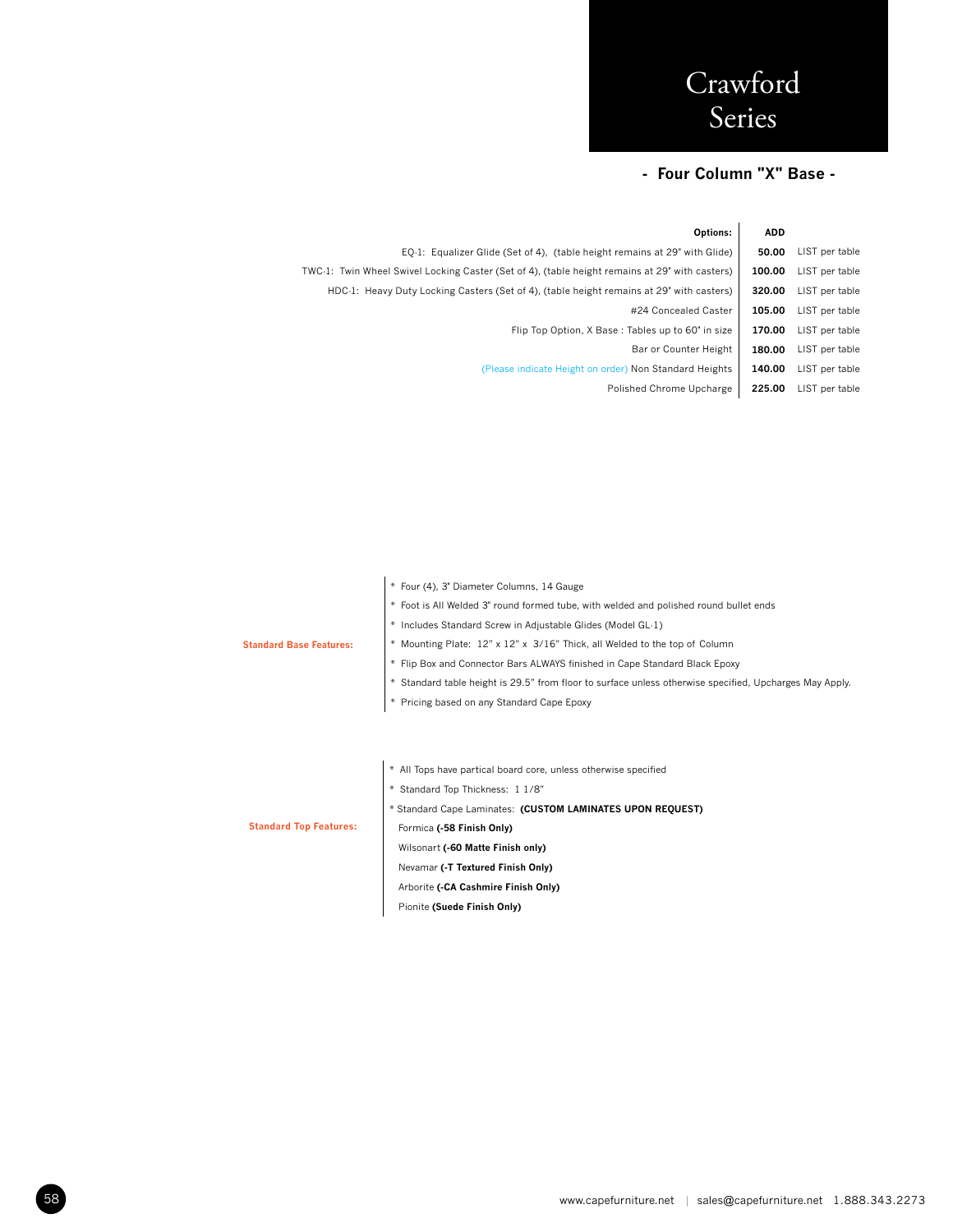# Crawford Series

## - Four Column "X" Base -

| Options: | ADD | |
|---|---|---|
| EQ-1: Equalizer Glide (Set of 4), (table height remains at 29" with Glide) | 50.00 | LIST per table |
| TWC-1: Twin Wheel Swivel Locking Caster (Set of 4), (table height remains at 29" with casters) | 100.00 | LIST per table |
| HDC-1: Heavy Duty Locking Casters (Set of 4), (table height remains at 29" with casters) | 320.00 | LIST per table |
| #24 Concealed Caster | 105.00 | LIST per table |
| Flip Top Option, X Base : Tables up to 60" in size | 170.00 | LIST per table |
| Bar or Counter Height | 180.00 | LIST per table |
| (Please indicate Height on order) Non Standard Heights | 140.00 | LIST per table |
| Polished Chrome Upcharge | 225.00 | LIST per table |

**Standard Base Features:**

* Four (4), 3" Diameter Columns, 14 Gauge
* Foot is All Welded 3" round formed tube, with welded and polished round bullet ends
* Includes Standard Screw in Adjustable Glides (Model GL-1)
* Mounting Plate: 12" x 12" x 3/16" Thick, all Welded to the top of Column
* Flip Box and Connector Bars ALWAYS finished in Cape Standard Black Epoxy
* Standard table height is 29.5" from floor to surface unless otherwise specified, Upcharges May Apply.
* Pricing based on any Standard Cape Epoxy

**Standard Top Features:**

* All Tops have partical board core, unless otherwise specified
* Standard Top Thickness: 1 1/8"
* Standard Cape Laminates: **(CUSTOM LAMINATES UPON REQUEST)**

Formica **(-58 Finish Only)**

Wilsonart **(-60 Matte Finish only)**

Nevamar **(-T Textured Finish Only)**

Arborite **(-CA Cashmire Finish Only)**

Pionite **(Suede Finish Only)**

www.capefurniture.net | sales@capefurniture.net 1.888.343.2273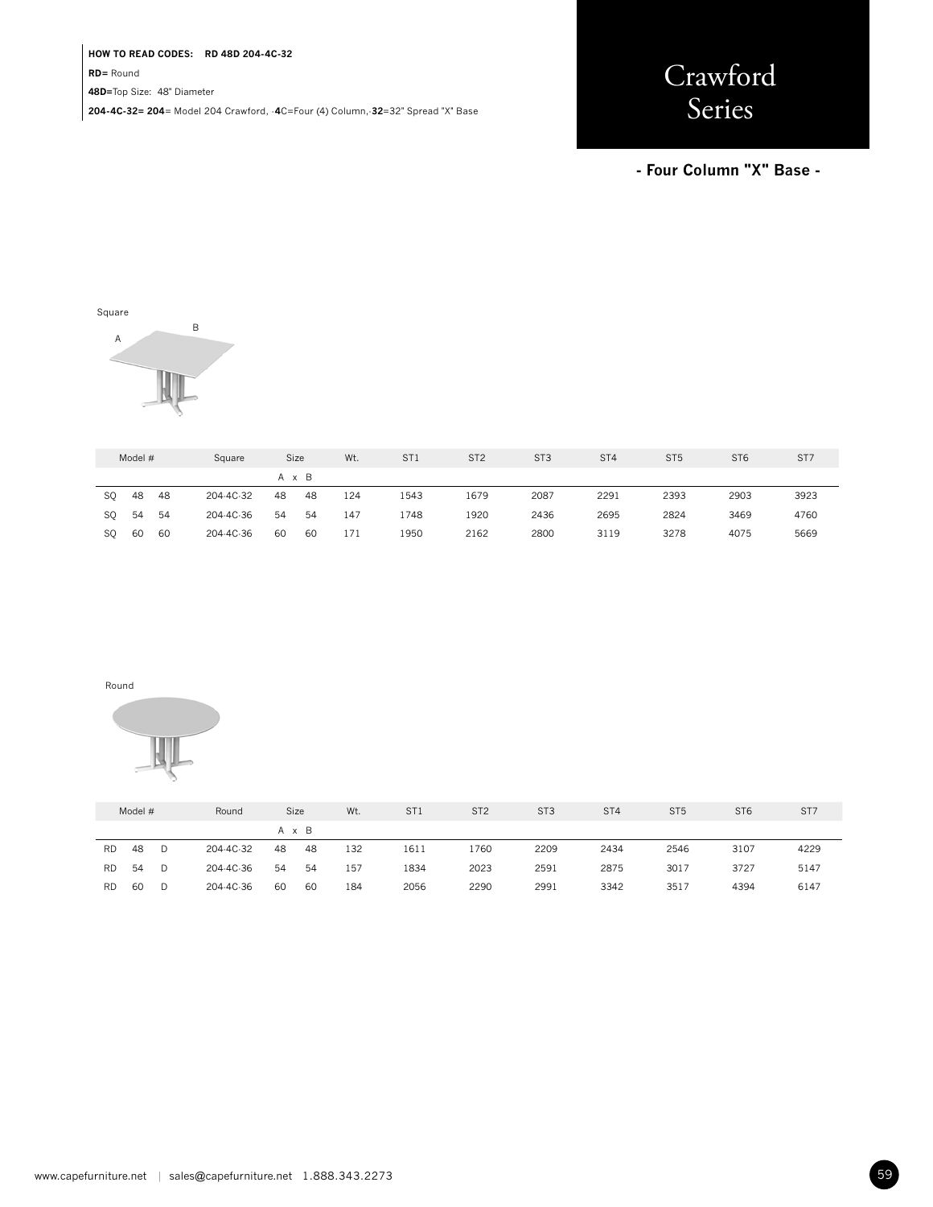**HOW TO READ CODES: RD 48D 204-4C-32**

**RD=** Round

**48D=**Top Size: 48" Diameter

**204-4C-32= 204**= Model 204 Crawford, -**4**C=Four (4) Column,-**32**=32" Spread "X" Base

# Crawford Series

**- Four Column "X" Base -**

Square

A B

| Model # | | | Square | Size | | Wt. | ST1 | ST2 | ST3 | ST4 | ST5 | ST6 | ST7 |
|---|---|---|---|---|---|---|---|---|---|---|---|---|---|
| | | | | A x | B | | | | | | | | |
| SQ | 48 | 48 | 204-4C-32 | 48 | 48 | 124 | 1543 | 1679 | 2087 | 2291 | 2393 | 2903 | 3923 |
| SQ | 54 | 54 | 204-4C-36 | 54 | 54 | 147 | 1748 | 1920 | 2436 | 2695 | 2824 | 3469 | 4760 |
| SQ | 60 | 60 | 204-4C-36 | 60 | 60 | 171 | 1950 | 2162 | 2800 | 3119 | 3278 | 4075 | 5669 |

Round

| Model # | | | Round | Size | | Wt. | ST1 | ST2 | ST3 | ST4 | ST5 | ST6 | ST7 |
|---|---|---|---|---|---|---|---|---|---|---|---|---|---|
| | | | | A x | B | | | | | | | | |
| RD | 48 | D | 204-4C-32 | 48 | 48 | 132 | 1611 | 1760 | 2209 | 2434 | 2546 | 3107 | 4229 |
| RD | 54 | D | 204-4C-36 | 54 | 54 | 157 | 1834 | 2023 | 2591 | 2875 | 3017 | 3727 | 5147 |
| RD | 60 | D | 204-4C-36 | 60 | 60 | 184 | 2056 | 2290 | 2991 | 3342 | 3517 | 4394 | 6147 |

www.capefurniture.net | sales@capefurniture.net 1.888.343.2273